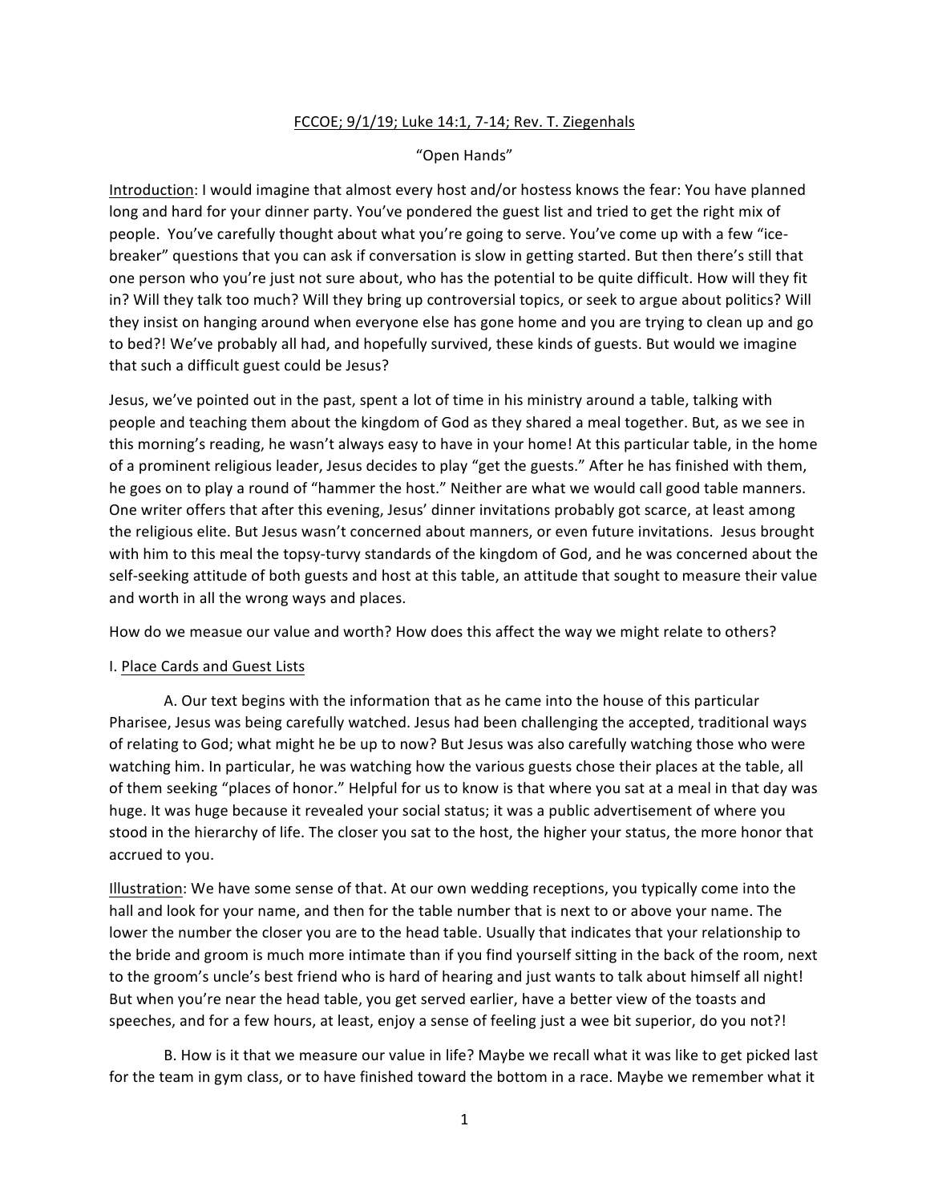<u>FCCOE; 9/1/19; Luke 14:1, 7-14; Rev. T. Ziegenhals</u>

"Open Hands"

<u>Introduction</u>: I would imagine that almost every host and/or hostess knows the fear: You have planned long and hard for your dinner party. You've pondered the guest list and tried to get the right mix of people. You've carefully thought about what you're going to serve. You've come up with a few "ice-breaker" questions that you can ask if conversation is slow in getting started. But then there's still that one person who you're just not sure about, who has the potential to be quite difficult. How will they fit in? Will they talk too much? Will they bring up controversial topics, or seek to argue about politics? Will they insist on hanging around when everyone else has gone home and you are trying to clean up and go to bed?! We've probably all had, and hopefully survived, these kinds of guests. But would we imagine that such a difficult guest could be Jesus?

Jesus, we've pointed out in the past, spent a lot of time in his ministry around a table, talking with people and teaching them about the kingdom of God as they shared a meal together. But, as we see in this morning's reading, he wasn't always easy to have in your home! At this particular table, in the home of a prominent religious leader, Jesus decides to play "get the guests." After he has finished with them, he goes on to play a round of "hammer the host." Neither are what we would call good table manners. One writer offers that after this evening, Jesus' dinner invitations probably got scarce, at least among the religious elite. But Jesus wasn't concerned about manners, or even future invitations. Jesus brought with him to this meal the topsy-turvy standards of the kingdom of God, and he was concerned about the self-seeking attitude of both guests and host at this table, an attitude that sought to measure their value and worth in all the wrong ways and places.

How do we measue our value and worth? How does this affect the way we might relate to others?

I. <u>Place Cards and Guest Lists</u>

A. Our text begins with the information that as he came into the house of this particular Pharisee, Jesus was being carefully watched. Jesus had been challenging the accepted, traditional ways of relating to God; what might he be up to now? But Jesus was also carefully watching those who were watching him. In particular, he was watching how the various guests chose their places at the table, all of them seeking "places of honor." Helpful for us to know is that where you sat at a meal in that day was huge. It was huge because it revealed your social status; it was a public advertisement of where you stood in the hierarchy of life. The closer you sat to the host, the higher your status, the more honor that accrued to you.

<u>Illustration</u>: We have some sense of that. At our own wedding receptions, you typically come into the hall and look for your name, and then for the table number that is next to or above your name. The lower the number the closer you are to the head table. Usually that indicates that your relationship to the bride and groom is much more intimate than if you find yourself sitting in the back of the room, next to the groom's uncle's best friend who is hard of hearing and just wants to talk about himself all night! But when you're near the head table, you get served earlier, have a better view of the toasts and speeches, and for a few hours, at least, enjoy a sense of feeling just a wee bit superior, do you not?!

B. How is it that we measure our value in life? Maybe we recall what it was like to get picked last for the team in gym class, or to have finished toward the bottom in a race. Maybe we remember what it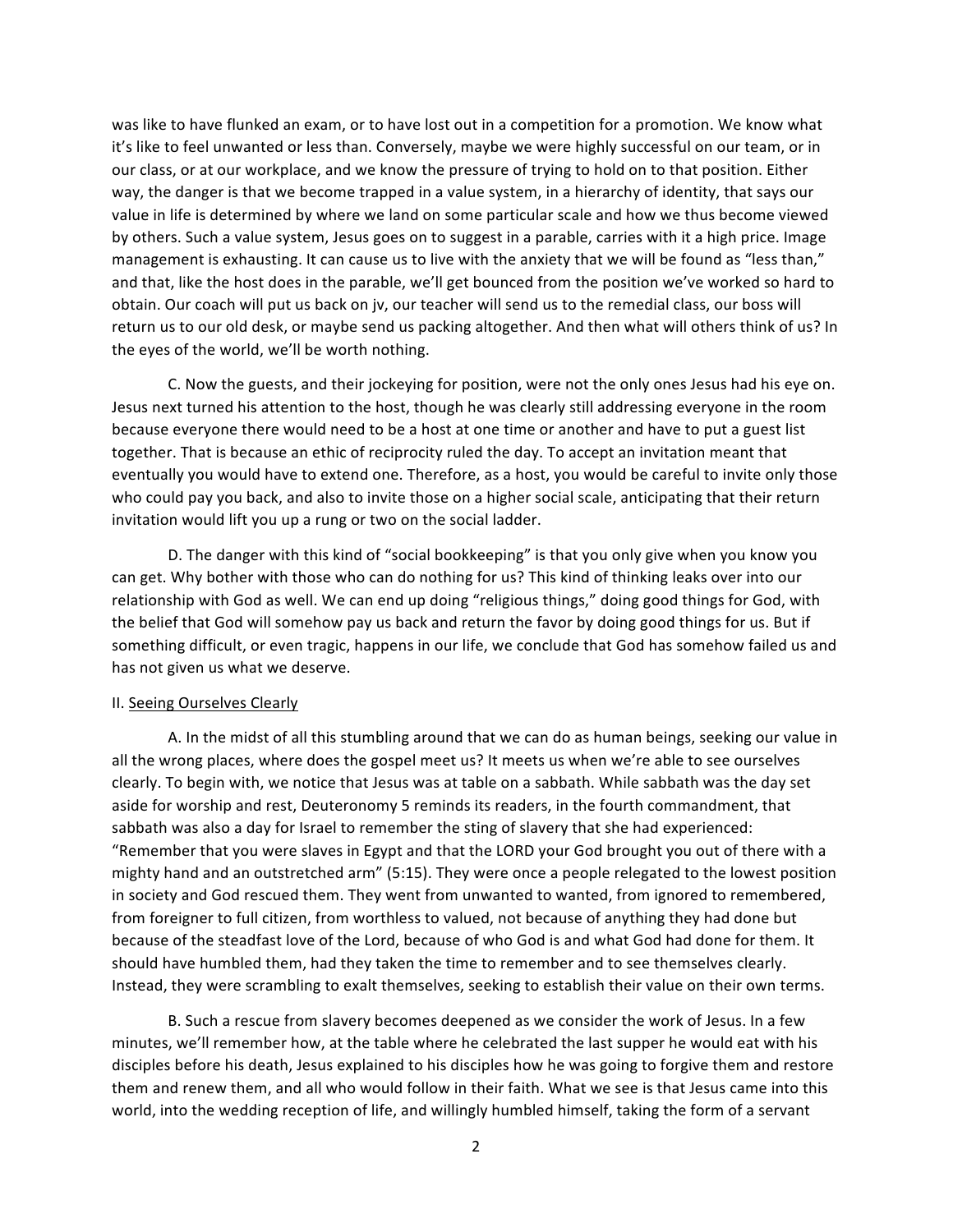was like to have flunked an exam, or to have lost out in a competition for a promotion. We know what it's like to feel unwanted or less than. Conversely, maybe we were highly successful on our team, or in our class, or at our workplace, and we know the pressure of trying to hold on to that position. Either way, the danger is that we become trapped in a value system, in a hierarchy of identity, that says our value in life is determined by where we land on some particular scale and how we thus become viewed by others. Such a value system, Jesus goes on to suggest in a parable, carries with it a high price. Image management is exhausting. It can cause us to live with the anxiety that we will be found as "less than," and that, like the host does in the parable, we'll get bounced from the position we've worked so hard to obtain. Our coach will put us back on jv, our teacher will send us to the remedial class, our boss will return us to our old desk, or maybe send us packing altogether. And then what will others think of us? In the eyes of the world, we'll be worth nothing.

C. Now the guests, and their jockeying for position, were not the only ones Jesus had his eye on. Jesus next turned his attention to the host, though he was clearly still addressing everyone in the room because everyone there would need to be a host at one time or another and have to put a guest list together. That is because an ethic of reciprocity ruled the day. To accept an invitation meant that eventually you would have to extend one. Therefore, as a host, you would be careful to invite only those who could pay you back, and also to invite those on a higher social scale, anticipating that their return invitation would lift you up a rung or two on the social ladder.

D. The danger with this kind of "social bookkeeping" is that you only give when you know you can get. Why bother with those who can do nothing for us? This kind of thinking leaks over into our relationship with God as well. We can end up doing "religious things," doing good things for God, with the belief that God will somehow pay us back and return the favor by doing good things for us. But if something difficult, or even tragic, happens in our life, we conclude that God has somehow failed us and has not given us what we deserve.

II. <u>Seeing Ourselves Clearly</u>

A. In the midst of all this stumbling around that we can do as human beings, seeking our value in all the wrong places, where does the gospel meet us? It meets us when we're able to see ourselves clearly. To begin with, we notice that Jesus was at table on a sabbath. While sabbath was the day set aside for worship and rest, Deuteronomy 5 reminds its readers, in the fourth commandment, that sabbath was also a day for Israel to remember the sting of slavery that she had experienced: "Remember that you were slaves in Egypt and that the LORD your God brought you out of there with a mighty hand and an outstretched arm" (5:15). They were once a people relegated to the lowest position in society and God rescued them. They went from unwanted to wanted, from ignored to remembered, from foreigner to full citizen, from worthless to valued, not because of anything they had done but because of the steadfast love of the Lord, because of who God is and what God had done for them. It should have humbled them, had they taken the time to remember and to see themselves clearly. Instead, they were scrambling to exalt themselves, seeking to establish their value on their own terms.

B. Such a rescue from slavery becomes deepened as we consider the work of Jesus. In a few minutes, we'll remember how, at the table where he celebrated the last supper he would eat with his disciples before his death, Jesus explained to his disciples how he was going to forgive them and restore them and renew them, and all who would follow in their faith. What we see is that Jesus came into this world, into the wedding reception of life, and willingly humbled himself, taking the form of a servant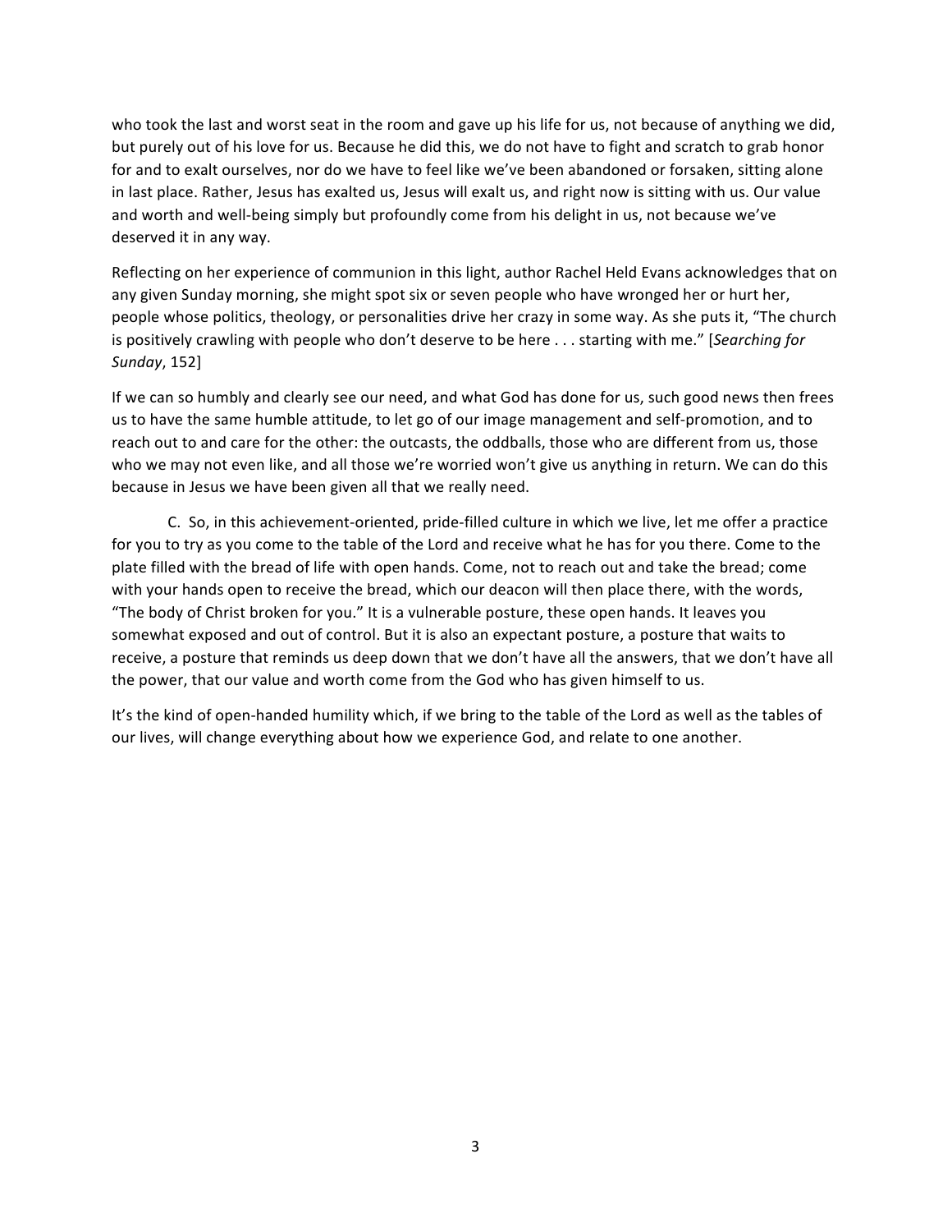who took the last and worst seat in the room and gave up his life for us, not because of anything we did, but purely out of his love for us. Because he did this, we do not have to fight and scratch to grab honor for and to exalt ourselves, nor do we have to feel like we've been abandoned or forsaken, sitting alone in last place. Rather, Jesus has exalted us, Jesus will exalt us, and right now is sitting with us. Our value and worth and well-being simply but profoundly come from his delight in us, not because we've deserved it in any way.

Reflecting on her experience of communion in this light, author Rachel Held Evans acknowledges that on any given Sunday morning, she might spot six or seven people who have wronged her or hurt her, people whose politics, theology, or personalities drive her crazy in some way. As she puts it, "The church is positively crawling with people who don't deserve to be here . . . starting with me." [*Searching for Sunday*, 152]

If we can so humbly and clearly see our need, and what God has done for us, such good news then frees us to have the same humble attitude, to let go of our image management and self-promotion, and to reach out to and care for the other: the outcasts, the oddballs, those who are different from us, those who we may not even like, and all those we're worried won't give us anything in return. We can do this because in Jesus we have been given all that we really need.

C. So, in this achievement-oriented, pride-filled culture in which we live, let me offer a practice for you to try as you come to the table of the Lord and receive what he has for you there. Come to the plate filled with the bread of life with open hands. Come, not to reach out and take the bread; come with your hands open to receive the bread, which our deacon will then place there, with the words, "The body of Christ broken for you." It is a vulnerable posture, these open hands. It leaves you somewhat exposed and out of control. But it is also an expectant posture, a posture that waits to receive, a posture that reminds us deep down that we don't have all the answers, that we don't have all the power, that our value and worth come from the God who has given himself to us.

It's the kind of open-handed humility which, if we bring to the table of the Lord as well as the tables of our lives, will change everything about how we experience God, and relate to one another.